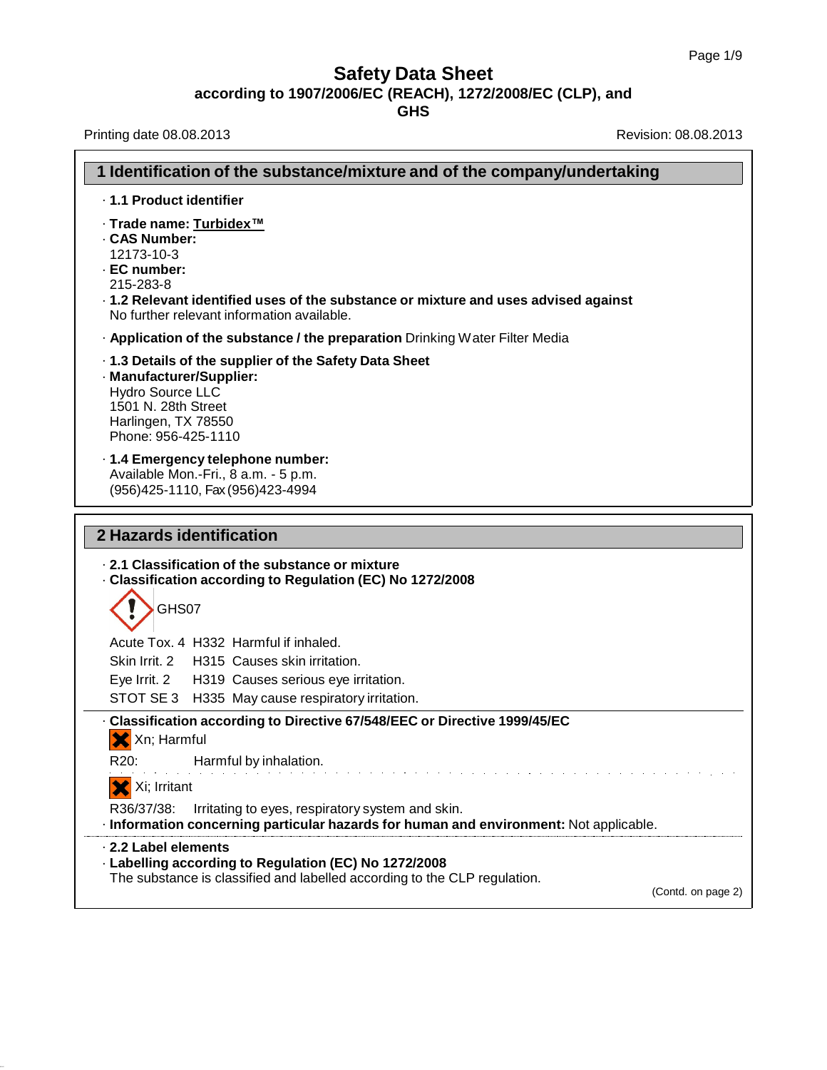# Safety Data Sheet

**according to 1907/2006/EC (REACH), 1272/2008/EC (CLP), and GHS**

Printing date 08.08.2013 Revision: 08.08.2013

## 1 Identification of the substance/mixture and of the company/undertaking

· **1.1 Product identifier**

· **Trade name: Turbidex™**

· **CAS Number:**
12173-10-3

· **EC number:**
215-283-8

· **1.2 Relevant identified uses of the substance or mixture and uses advised against**
No further relevant information available.

· **Application of the substance / the preparation** Drinking Water Filter Media

· **1.3 Details of the supplier of the Safety Data Sheet**

· **Manufacturer/Supplier:**
Hydro Source LLC
1501 N. 28th Street
Harlingen, TX 78550
Phone: 956-425-1110

· **1.4 Emergency telephone number:**
Available Mon.-Fri., 8 a.m. - 5 p.m.
(956)425-1110, Fax (956)423-4994

## 2 Hazards identification

· **2.1 Classification of the substance or mixture**

· **Classification according to Regulation (EC) No 1272/2008**

GHS07

| | | |
|---|---|---|
| Acute Tox. 4 | H332 | Harmful if inhaled. |
| Skin Irrit. 2 | H315 | Causes skin irritation. |
| Eye Irrit. 2 | H319 | Causes serious eye irritation. |
| STOT SE 3 | H335 | May cause respiratory irritation. |

· **Classification according to Directive 67/548/EEC or Directive 1999/45/EC**

Xn; Harmful

R20: Harmful by inhalation.

Xi; Irritant

R36/37/38: Irritating to eyes, respiratory system and skin.

· **Information concerning particular hazards for human and environment:** Not applicable.

· **2.2 Label elements**

· **Labelling according to Regulation (EC) No 1272/2008**
The substance is classified and labelled according to the CLP regulation.

(Contd. on page 2)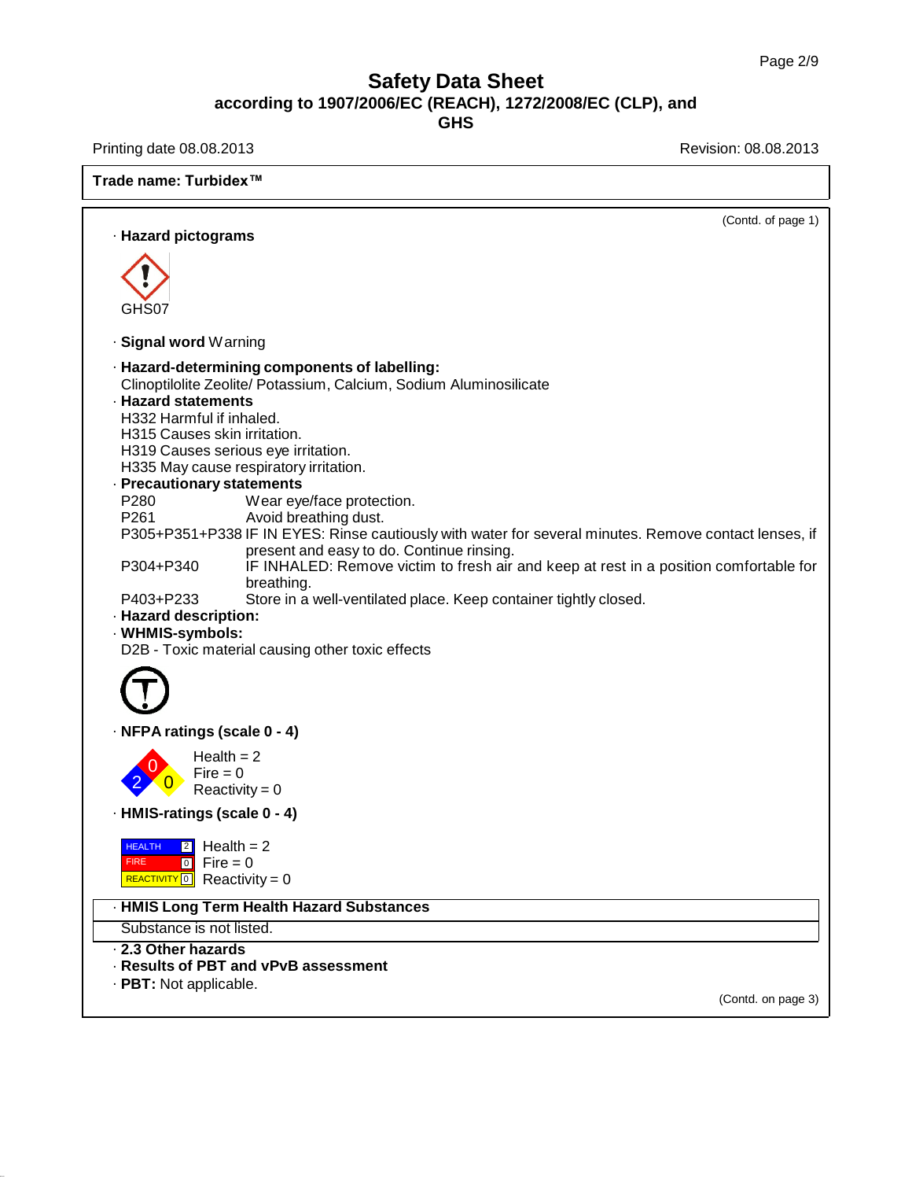# Safety Data Sheet

**according to 1907/2006/EC (REACH), 1272/2008/EC (CLP), and GHS**

Printing date 08.08.2013 Revision: 08.08.2013

**Trade name: Turbidex™**

(Contd. of page 1)

· **Hazard pictograms**

GHS07

· **Signal word** Warning

· **Hazard-determining components of labelling:**
Clinoptilolite Zeolite/ Potassium, Calcium, Sodium Aluminosilicate

· **Hazard statements**
H332 Harmful if inhaled.
H315 Causes skin irritation.
H319 Causes serious eye irritation.
H335 May cause respiratory irritation.

· **Precautionary statements**

| | |
|---|---|
| P280 | Wear eye/face protection. |
| P261 | Avoid breathing dust. |
| P305+P351+P338 | IF IN EYES: Rinse cautiously with water for several minutes. Remove contact lenses, if present and easy to do. Continue rinsing. |
| P304+P340 | IF INHALED: Remove victim to fresh air and keep at rest in a position comfortable for breathing. |
| P403+P233 | Store in a well-ventilated place. Keep container tightly closed. |

· **Hazard description:**

· **WHMIS-symbols:**
D2B - Toxic material causing other toxic effects

· **NFPA ratings (scale 0 - 4)**

Health = 2
Fire = 0
Reactivity = 0

· **HMIS-ratings (scale 0 - 4)**

HEALTH 2 Health = 2
FIRE 0 Fire = 0
REACTIVITY 0 Reactivity = 0

· **HMIS Long Term Health Hazard Substances**
Substance is not listed.

· **2.3 Other hazards**

· **Results of PBT and vPvB assessment**

· **PBT:** Not applicable.

(Contd. on page 3)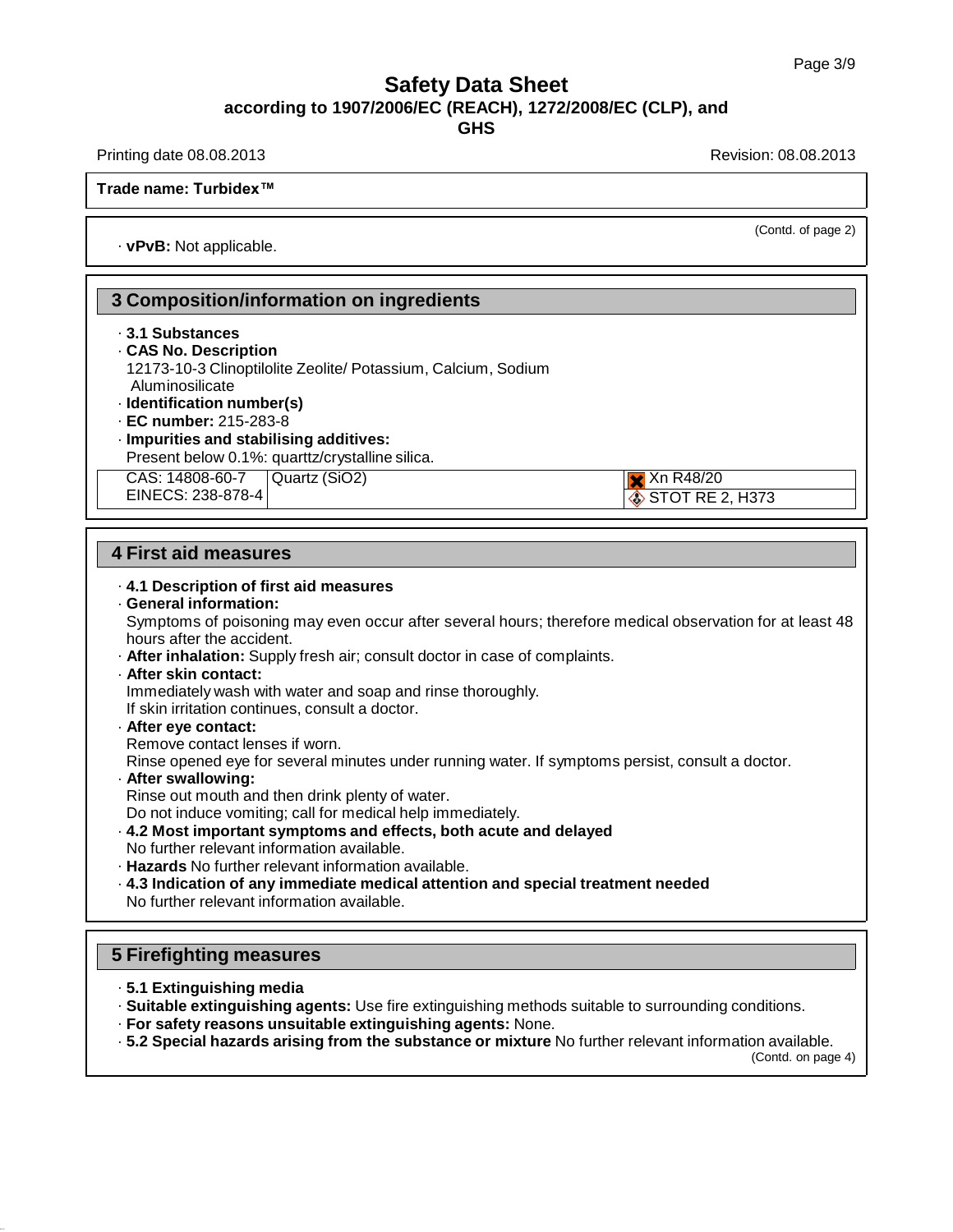# Safety Data Sheet

**according to 1907/2006/EC (REACH), 1272/2008/EC (CLP), and GHS**

Printing date 08.08.2013 Revision: 08.08.2013

**Trade name: Turbidex™**

(Contd. of page 2)

· **vPvB:** Not applicable.

## 3 Composition/information on ingredients

· **3.1 Substances**
· **CAS No. Description**
12173-10-3 Clinoptilolite Zeolite/ Potassium, Calcium, Sodium Aluminosilicate
· **Identification number(s)**
· **EC number:** 215-283-8
· **Impurities and stabilising additives:**
Present below 0.1%: quarttz/crystalline silica.

| CAS: 14808-60-7<br>EINECS: 238-878-4 | Quartz (SiO2) | Xn R48/20<br>STOT RE 2, H373 |
|---|---|---|

## 4 First aid measures

· **4.1 Description of first aid measures**
· **General information:**
Symptoms of poisoning may even occur after several hours; therefore medical observation for at least 48 hours after the accident.
· **After inhalation:** Supply fresh air; consult doctor in case of complaints.
· **After skin contact:**
Immediately wash with water and soap and rinse thoroughly.
If skin irritation continues, consult a doctor.
· **After eye contact:**
Remove contact lenses if worn.
Rinse opened eye for several minutes under running water. If symptoms persist, consult a doctor.
· **After swallowing:**
Rinse out mouth and then drink plenty of water.
Do not induce vomiting; call for medical help immediately.
· **4.2 Most important symptoms and effects, both acute and delayed**
No further relevant information available.
· **Hazards** No further relevant information available.
· **4.3 Indication of any immediate medical attention and special treatment needed**
No further relevant information available.

## 5 Firefighting measures

· **5.1 Extinguishing media**
· **Suitable extinguishing agents:** Use fire extinguishing methods suitable to surrounding conditions.
· **For safety reasons unsuitable extinguishing agents:** None.
· **5.2 Special hazards arising from the substance or mixture** No further relevant information available.

(Contd. on page 4)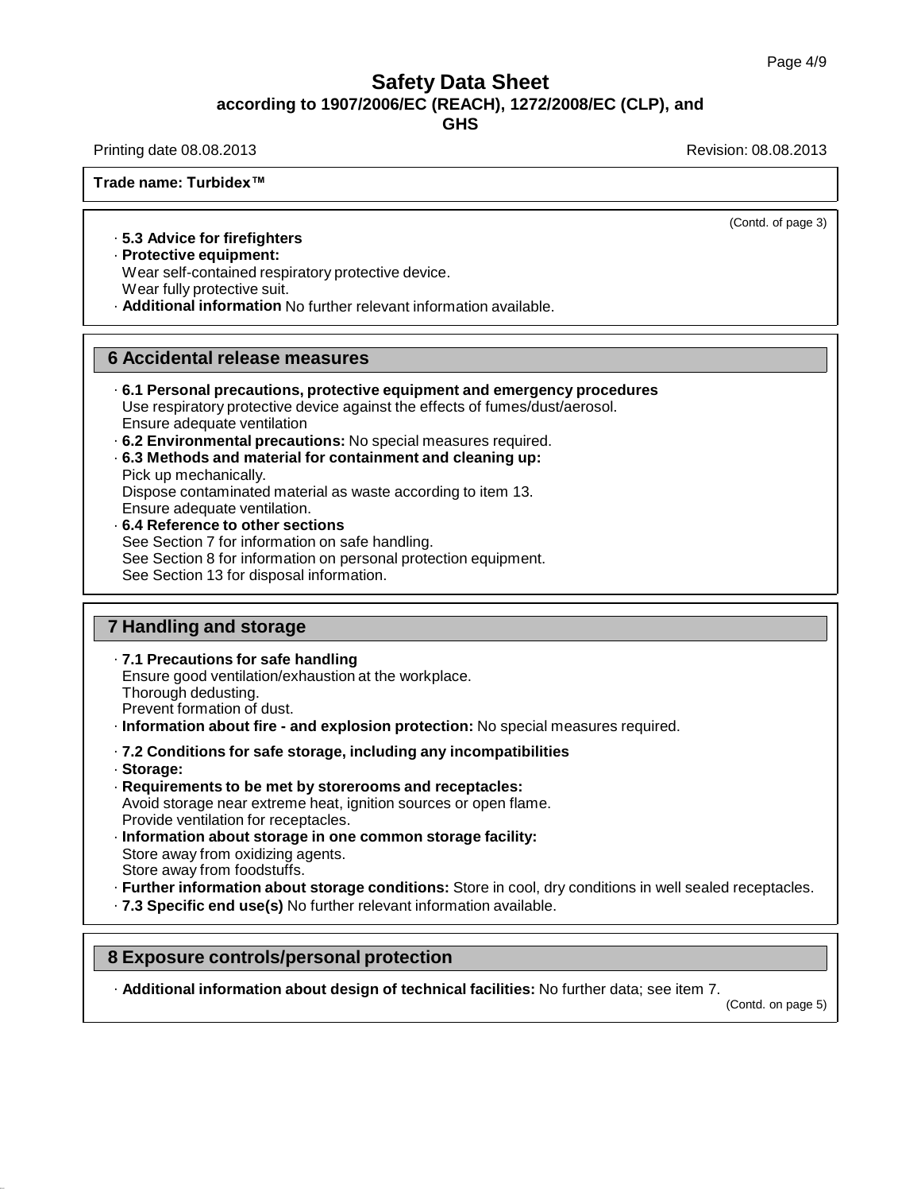(Contd. of page 3)

· **5.3 Advice for firefighters**
· **Protective equipment:**
Wear self-contained respiratory protective device.
Wear fully protective suit.
· **Additional information** No further relevant information available.

## 6 Accidental release measures

· **6.1 Personal precautions, protective equipment and emergency procedures**
Use respiratory protective device against the effects of fumes/dust/aerosol.
Ensure adequate ventilation
· **6.2 Environmental precautions:** No special measures required.
· **6.3 Methods and material for containment and cleaning up:**
Pick up mechanically.
Dispose contaminated material as waste according to item 13.
Ensure adequate ventilation.
· **6.4 Reference to other sections**
See Section 7 for information on safe handling.
See Section 8 for information on personal protection equipment.
See Section 13 for disposal information.

## 7 Handling and storage

· **7.1 Precautions for safe handling**
Ensure good ventilation/exhaustion at the workplace.
Thorough dedusting.
Prevent formation of dust.
· **Information about fire - and explosion protection:** No special measures required.

· **7.2 Conditions for safe storage, including any incompatibilities**
· **Storage:**
· **Requirements to be met by storerooms and receptacles:**
Avoid storage near extreme heat, ignition sources or open flame.
Provide ventilation for receptacles.
· **Information about storage in one common storage facility:**
Store away from oxidizing agents.
Store away from foodstuffs.
· **Further information about storage conditions:** Store in cool, dry conditions in well sealed receptacles.
· **7.3 Specific end use(s)** No further relevant information available.

## 8 Exposure controls/personal protection

· **Additional information about design of technical facilities:** No further data; see item 7.

(Contd. on page 5)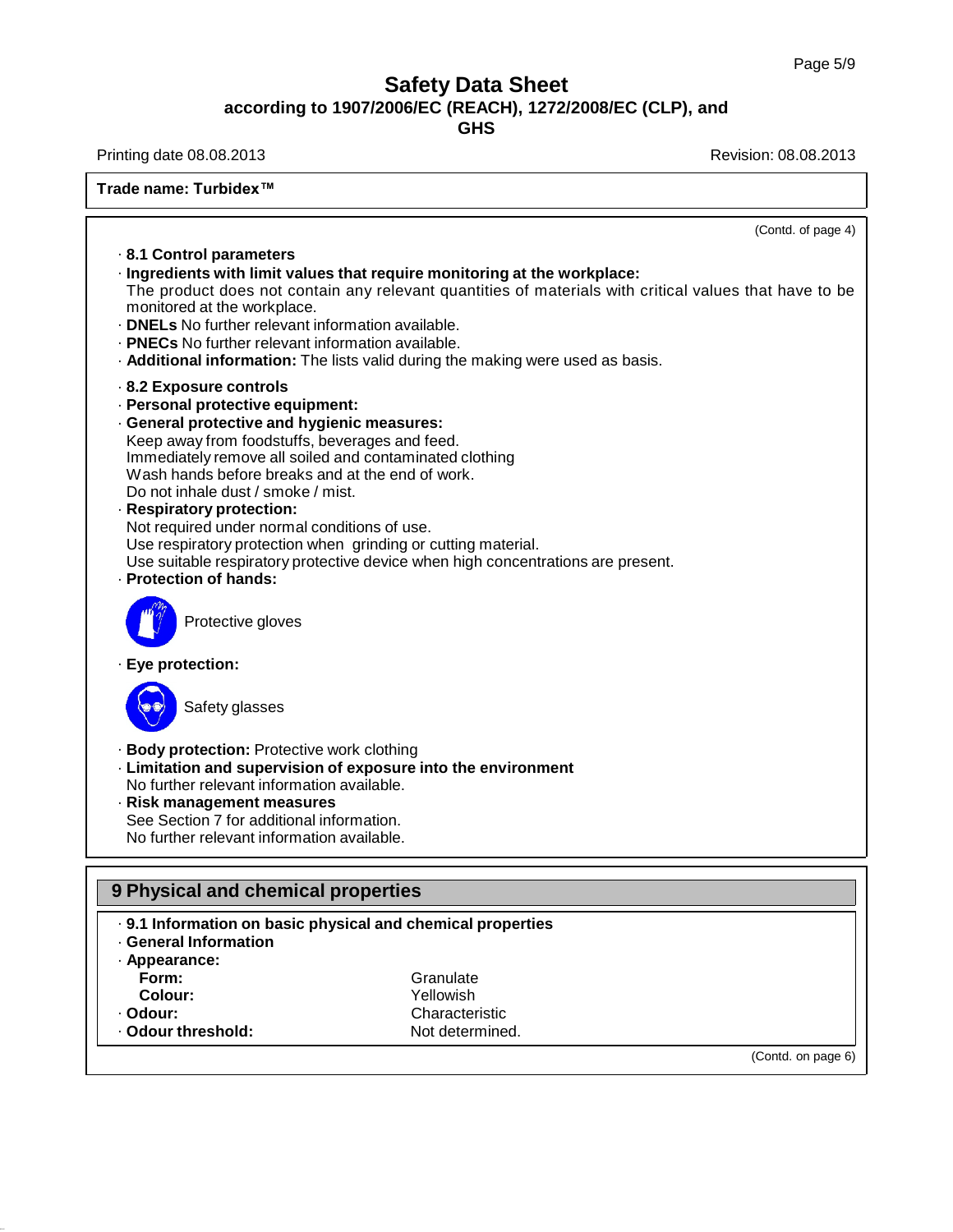(Contd. of page 4)

· **8.1 Control parameters**
· **Ingredients with limit values that require monitoring at the workplace:**
The product does not contain any relevant quantities of materials with critical values that have to be monitored at the workplace.
· **DNELs** No further relevant information available.
· **PNECs** No further relevant information available.
· **Additional information:** The lists valid during the making were used as basis.

· **8.2 Exposure controls**
· **Personal protective equipment:**
· **General protective and hygienic measures:**
Keep away from foodstuffs, beverages and feed.
Immediately remove all soiled and contaminated clothing
Wash hands before breaks and at the end of work.
Do not inhale dust / smoke / mist.
· **Respiratory protection:**
Not required under normal conditions of use.
Use respiratory protection when grinding or cutting material.
Use suitable respiratory protective device when high concentrations are present.
· **Protection of hands:**

Protective gloves

· **Eye protection:**

Safety glasses

· **Body protection:** Protective work clothing
· **Limitation and supervision of exposure into the environment**
No further relevant information available.
· **Risk management measures**
See Section 7 for additional information.
No further relevant information available.

## 9 Physical and chemical properties

· **9.1 Information on basic physical and chemical properties**
· **General Information**
· **Appearance:**

| | |
|---|---|
| **Form:** | Granulate |
| **Colour:** | Yellowish |
| · **Odour:** | Characteristic |
| · **Odour threshold:** | Not determined. |

(Contd. on page 6)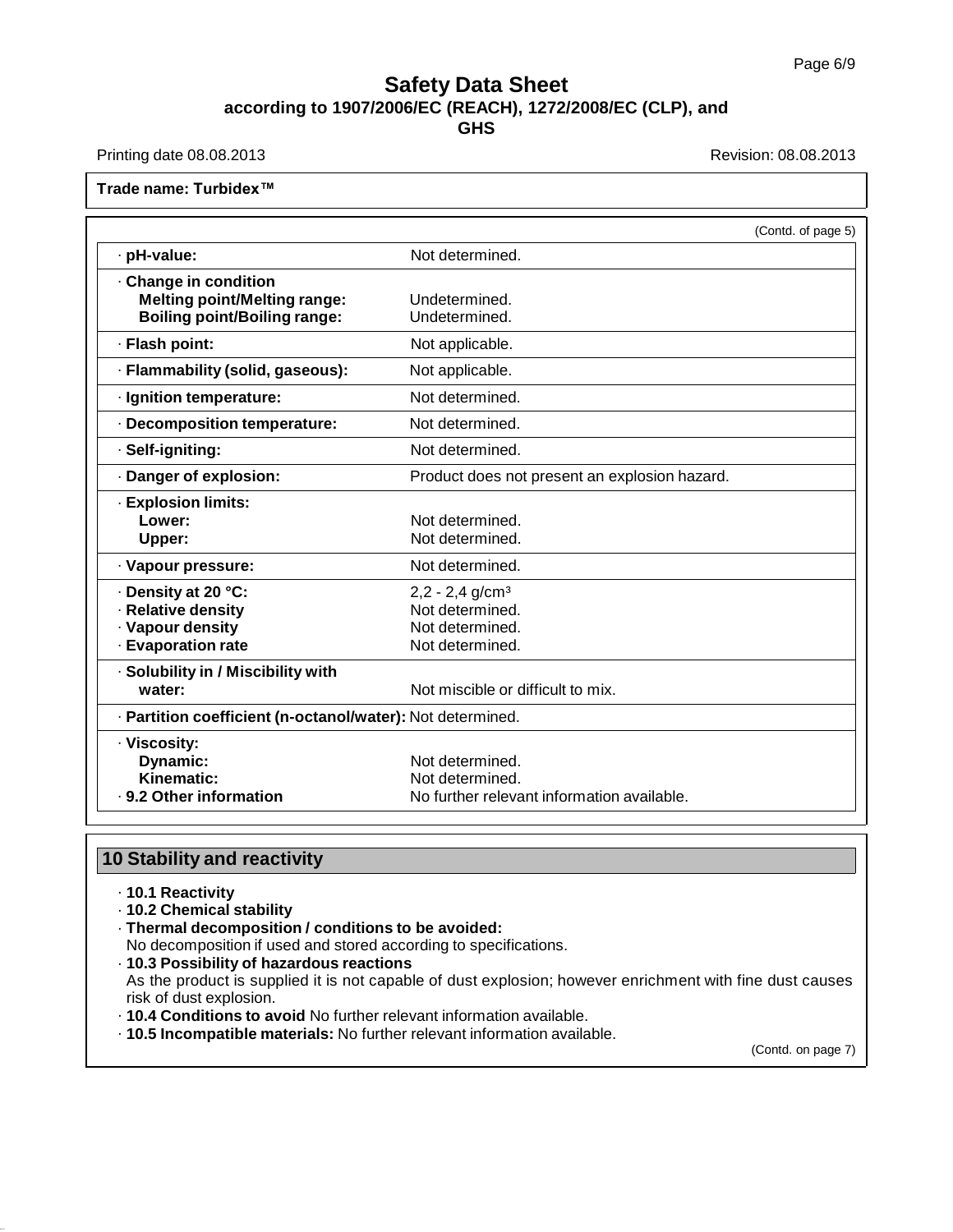# Safety Data Sheet
## according to 1907/2006/EC (REACH), 1272/2008/EC (CLP), and GHS

Printing date 08.08.2013 Revision: 08.08.2013

**Trade name: Turbidex™**

(Contd. of page 5)

| | |
|---|---|
| · **pH-value:** | Not determined. |
| · **Change in condition** | |
| **Melting point/Melting range:** | Undetermined. |
| **Boiling point/Boiling range:** | Undetermined. |
| · **Flash point:** | Not applicable. |
| · **Flammability (solid, gaseous):** | Not applicable. |
| · **Ignition temperature:** | Not determined. |
| · **Decomposition temperature:** | Not determined. |
| · **Self-igniting:** | Not determined. |
| · **Danger of explosion:** | Product does not present an explosion hazard. |
| · **Explosion limits:** | |
| **Lower:** | Not determined. |
| **Upper:** | Not determined. |
| · **Vapour pressure:** | Not determined. |
| · **Density at 20 °C:** | 2,2 - 2,4 g/cm³ |
| · **Relative density** | Not determined. |
| · **Vapour density** | Not determined. |
| · **Evaporation rate** | Not determined. |
| · **Solubility in / Miscibility with** | |
| **water:** | Not miscible or difficult to mix. |
| · **Partition coefficient (n-octanol/water):** | Not determined. |
| · **Viscosity:** | |
| **Dynamic:** | Not determined. |
| **Kinematic:** | Not determined. |
| · **9.2 Other information** | No further relevant information available. |

## 10 Stability and reactivity

· **10.1 Reactivity**

· **10.2 Chemical stability**

· **Thermal decomposition / conditions to be avoided:**
No decomposition if used and stored according to specifications.

· **10.3 Possibility of hazardous reactions**
As the product is supplied it is not capable of dust explosion; however enrichment with fine dust causes risk of dust explosion.

· **10.4 Conditions to avoid** No further relevant information available.

· **10.5 Incompatible materials:** No further relevant information available.

(Contd. on page 7)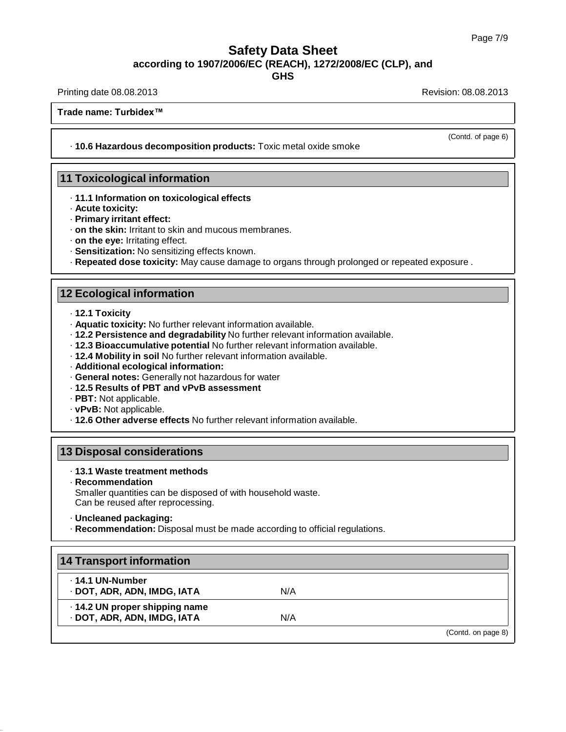**Trade name: Turbidex™**

(Contd. of page 6)

· **10.6 Hazardous decomposition products:** Toxic metal oxide smoke

## 11 Toxicological information

· **11.1 Information on toxicological effects**
· **Acute toxicity:**
· **Primary irritant effect:**
· **on the skin:** Irritant to skin and mucous membranes.
· **on the eye:** Irritating effect.
· **Sensitization:** No sensitizing effects known.
· **Repeated dose toxicity:** May cause damage to organs through prolonged or repeated exposure .

## 12 Ecological information

· **12.1 Toxicity**
· **Aquatic toxicity:** No further relevant information available.
· **12.2 Persistence and degradability** No further relevant information available.
· **12.3 Bioaccumulative potential** No further relevant information available.
· **12.4 Mobility in soil** No further relevant information available.
· **Additional ecological information:**
· **General notes:** Generally not hazardous for water
· **12.5 Results of PBT and vPvB assessment**
· **PBT:** Not applicable.
· **vPvB:** Not applicable.
· **12.6 Other adverse effects** No further relevant information available.

## 13 Disposal considerations

· **13.1 Waste treatment methods**
· **Recommendation**
Smaller quantities can be disposed of with household waste.
Can be reused after reprocessing.

· **Uncleaned packaging:**
· **Recommendation:** Disposal must be made according to official regulations.

## 14 Transport information

| · **14.1 UN-Number** | |
|---|---|
| · **DOT, ADR, ADN, IMDG, IATA** | N/A |
| · **14.2 UN proper shipping name** | |
| · **DOT, ADR, ADN, IMDG, IATA** | N/A |

(Contd. on page 8)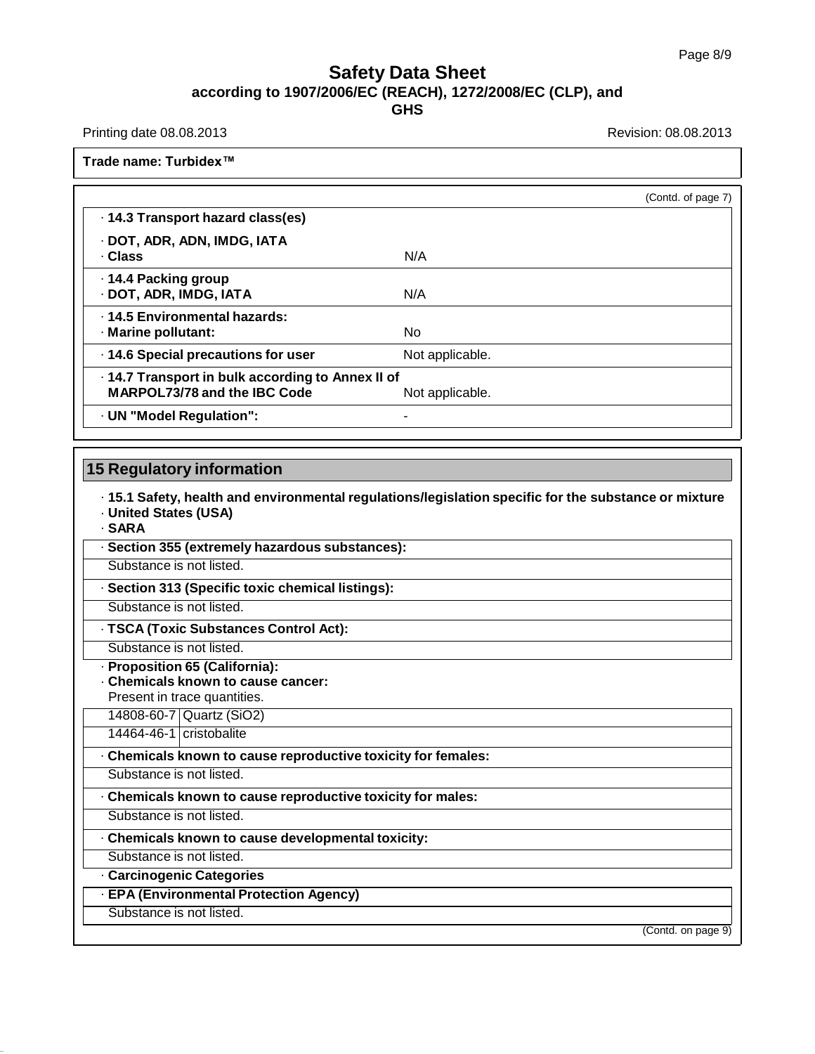**Trade name: Turbidex™**

(Contd. of page 7)

| | |
|---|---|
| · **14.3 Transport hazard class(es)** | |
| · **DOT, ADR, ADN, IMDG, IATA**<br>· **Class** | N/A |
| · **14.4 Packing group**<br>· **DOT, ADR, IMDG, IATA** | N/A |
| · **14.5 Environmental hazards:**<br>· **Marine pollutant:** | No |
| · **14.6 Special precautions for user** | Not applicable. |
| · **14.7 Transport in bulk according to Annex II of MARPOL73/78 and the IBC Code** | Not applicable. |
| · **UN "Model Regulation":** | - |

## 15 Regulatory information

· **15.1 Safety, health and environmental regulations/legislation specific for the substance or mixture**
· **United States (USA)**
· **SARA**

· **Section 355 (extremely hazardous substances):**
Substance is not listed.

· **Section 313 (Specific toxic chemical listings):**
Substance is not listed.

· **TSCA (Toxic Substances Control Act):**
Substance is not listed.

· **Proposition 65 (California):**
· **Chemicals known to cause cancer:**
Present in trace quantities.

| | |
|---|---|
| 14808-60-7 | Quartz ($SiO_2$) |
| 14464-46-1 | cristobalite |

· **Chemicals known to cause reproductive toxicity for females:**
Substance is not listed.

· **Chemicals known to cause reproductive toxicity for males:**
Substance is not listed.

· **Chemicals known to cause developmental toxicity:**
Substance is not listed.

· **Carcinogenic Categories**

· **EPA (Environmental Protection Agency)**
Substance is not listed.

(Contd. on page 9)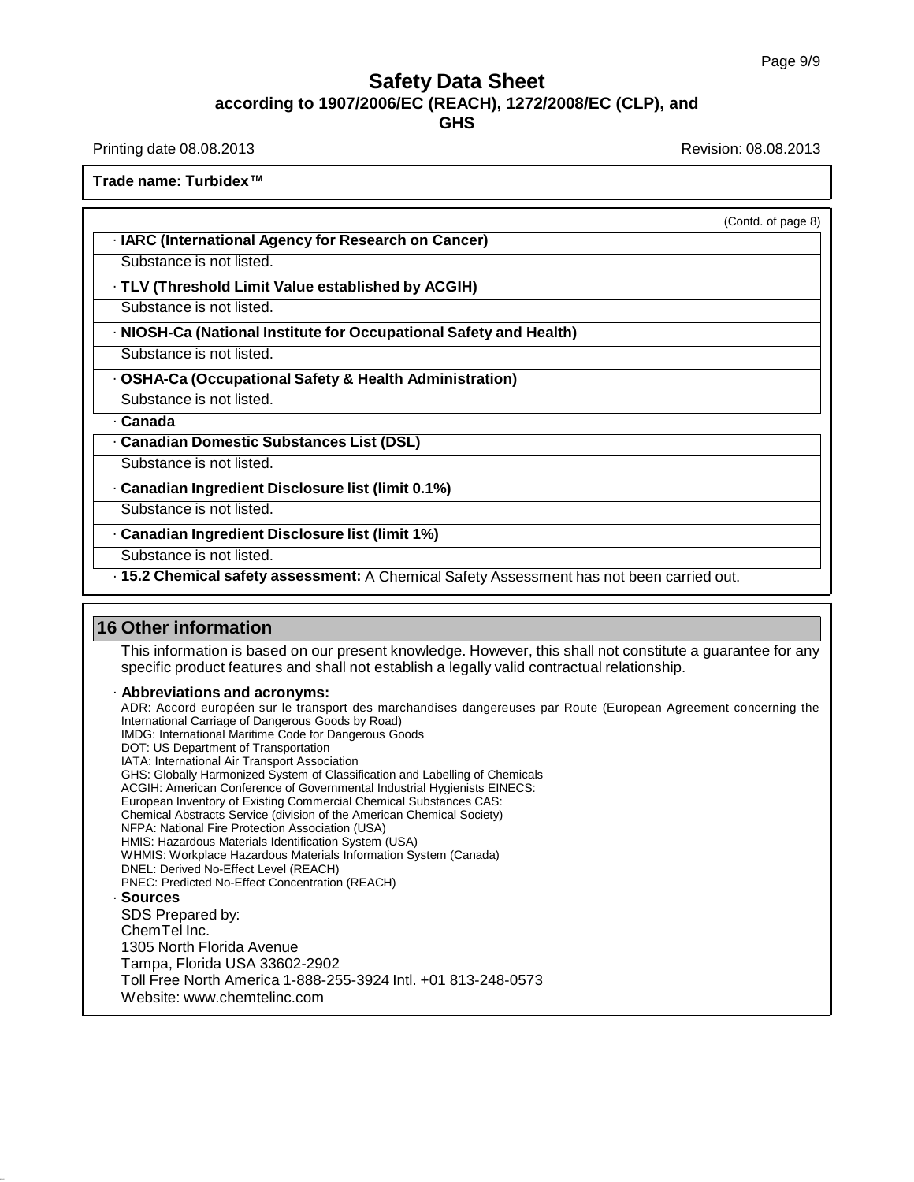Trade name: Turbidex™

(Contd. of page 8)

· **IARC (International Agency for Research on Cancer)**

Substance is not listed.

· **TLV (Threshold Limit Value established by ACGIH)**

Substance is not listed.

· **NIOSH-Ca (National Institute for Occupational Safety and Health)**

Substance is not listed.

· **OSHA-Ca (Occupational Safety & Health Administration)**

Substance is not listed.

· **Canada**

· **Canadian Domestic Substances List (DSL)**

Substance is not listed.

· **Canadian Ingredient Disclosure list (limit 0.1%)**

Substance is not listed.

· **Canadian Ingredient Disclosure list (limit 1%)**

Substance is not listed.

· **15.2 Chemical safety assessment:** A Chemical Safety Assessment has not been carried out.

## 16 Other information

This information is based on our present knowledge. However, this shall not constitute a guarantee for any specific product features and shall not establish a legally valid contractual relationship.

· **Abbreviations and acronyms:**

ADR: Accord européen sur le transport des marchandises dangereuses par Route (European Agreement concerning the International Carriage of Dangerous Goods by Road)
IMDG: International Maritime Code for Dangerous Goods
DOT: US Department of Transportation
IATA: International Air Transport Association
GHS: Globally Harmonized System of Classification and Labelling of Chemicals
ACGIH: American Conference of Governmental Industrial Hygienists EINECS:
European Inventory of Existing Commercial Chemical Substances CAS:
Chemical Abstracts Service (division of the American Chemical Society)
NFPA: National Fire Protection Association (USA)
HMIS: Hazardous Materials Identification System (USA)
WHMIS: Workplace Hazardous Materials Information System (Canada)
DNEL: Derived No-Effect Level (REACH)
PNEC: Predicted No-Effect Concentration (REACH)

· **Sources**

SDS Prepared by:
ChemTel Inc.
1305 North Florida Avenue
Tampa, Florida USA 33602-2902
Toll Free North America 1-888-255-3924 Intl. +01 813-248-0573
Website: www.chemtelinc.com